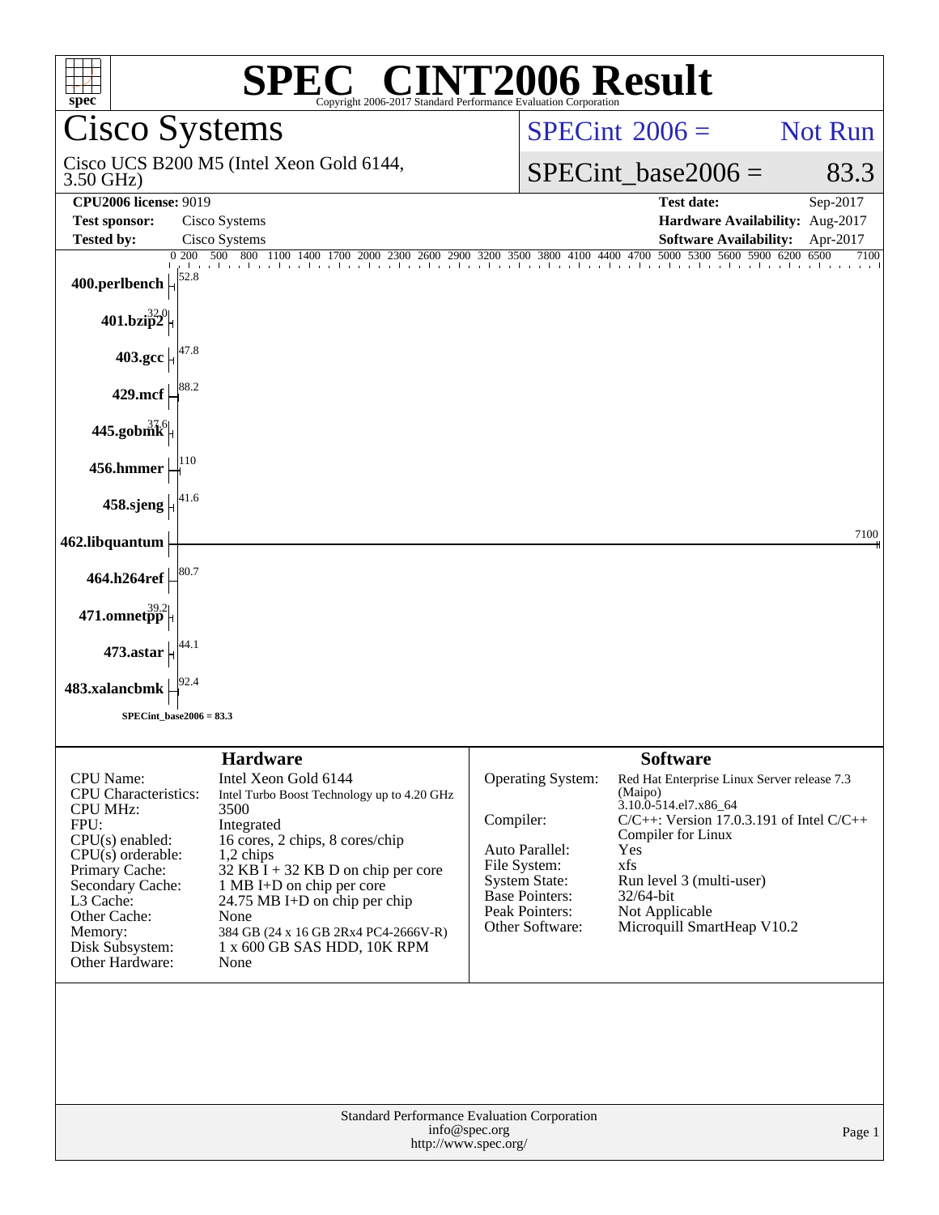# SPEC CINT2006 Result

Copyright 2006-2017 Standard Performance Evaluation Corporation

## Cisco Systems

Cisco UCS B200 M5 (Intel Xeon Gold 6144, 3.50 GHz)

SPECint 2006 = Not Run

SPECint_base2006 = 83.3

| | | | |
|---|---|---|---|
| **CPU2006 license:** 9019 | | **Test date:** | Sep-2017 |
| **Test sponsor:** | Cisco Systems | **Hardware Availability:** | Aug-2017 |
| **Tested by:** | Cisco Systems | **Software Availability:** | Apr-2017 |

| Benchmark | Base Ratio |
|---|---|
| 400.perlbench | 52.8 |
| 401.bzip2 | 32.0 |
| 403.gcc | 47.8 |
| 429.mcf | 88.2 |
| 445.gobmk | 37.6 |
| 456.hmmer | 110 |
| 458.sjeng | 41.6 |
| 462.libquantum | 7100 |
| 464.h264ref | 80.7 |
| 471.omnetpp | 39.2 |
| 473.astar | 44.1 |
| 483.xalancbmk | 92.4 |

SPECint_base2006 = 83.3

### Hardware

| | |
|---|---|
| CPU Name: | Intel Xeon Gold 6144 |
| CPU Characteristics: | Intel Turbo Boost Technology up to 4.20 GHz |
| CPU MHz: | 3500 |
| FPU: | Integrated |
| CPU(s) enabled: | 16 cores, 2 chips, 8 cores/chip |
| CPU(s) orderable: | 1,2 chips |
| Primary Cache: | 32 KB I + 32 KB D on chip per core |
| Secondary Cache: | 1 MB I+D on chip per core |
| L3 Cache: | 24.75 MB I+D on chip per chip |
| Other Cache: | None |
| Memory: | 384 GB (24 x 16 GB 2Rx4 PC4-2666V-R) |
| Disk Subsystem: | 1 x 600 GB SAS HDD, 10K RPM |
| Other Hardware: | None |

### Software

| | |
|---|---|
| Operating System: | Red Hat Enterprise Linux Server release 7.3 (Maipo) 3.10.0-514.el7.x86_64 |
| Compiler: | C/C++: Version 17.0.3.191 of Intel C/C++ Compiler for Linux |
| Auto Parallel: | Yes |
| File System: | xfs |
| System State: | Run level 3 (multi-user) |
| Base Pointers: | 32/64-bit |
| Peak Pointers: | Not Applicable |
| Other Software: | Microquill SmartHeap V10.2 |

Standard Performance Evaluation Corporation
info@spec.org
http://www.spec.org/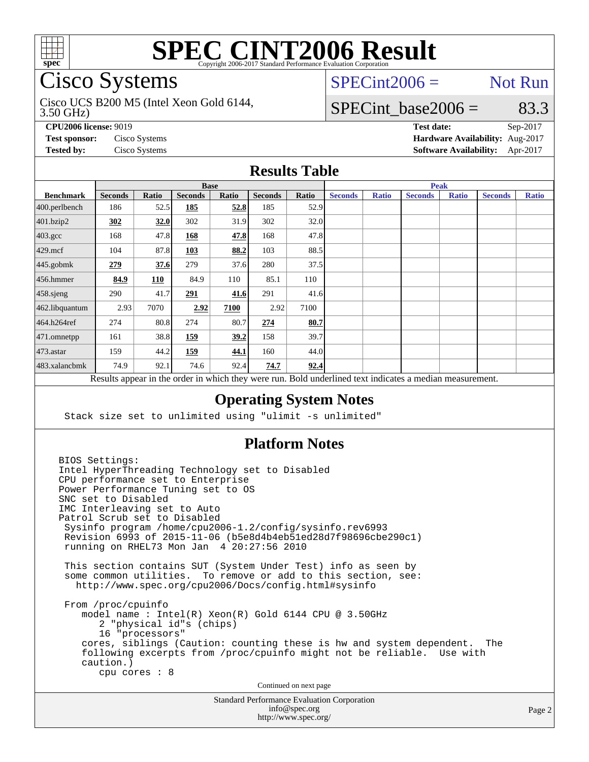# SPEC CINT2006 Result

Copyright 2006-2017 Standard Performance Evaluation Corporation

## Cisco Systems

Cisco UCS B200 M5 (Intel Xeon Gold 6144, 3.50 GHz)

SPECint2006 = Not Run

SPECint_base2006 = 83.3

| | | | |
|---|---|---|---|
| **CPU2006 license:** 9019 | | **Test date:** | Sep-2017 |
| **Test sponsor:** | Cisco Systems | **Hardware Availability:** | Aug-2017 |
| **Tested by:** | Cisco Systems | **Software Availability:** | Apr-2017 |

## Results Table

| | Base | | | | | | Peak | | | | | |
|---|---|---|---|---|---|---|---|---|---|---|---|---|
| **Benchmark** | **Seconds** | **Ratio** | **Seconds** | **Ratio** | **Seconds** | **Ratio** | **Seconds** | **Ratio** | **Seconds** | **Ratio** | **Seconds** | **Ratio** |
| 400.perlbench | 186 | 52.5 | **185** | **52.8** | 185 | 52.9 | | | | | | |
| 401.bzip2 | **302** | **32.0** | 302 | 31.9 | 302 | 32.0 | | | | | | |
| 403.gcc | 168 | 47.8 | **168** | **47.8** | 168 | 47.8 | | | | | | |
| 429.mcf | 104 | 87.8 | **103** | **88.2** | 103 | 88.5 | | | | | | |
| 445.gobmk | **279** | **37.6** | 279 | 37.6 | 280 | 37.5 | | | | | | |
| 456.hmmer | **84.9** | **110** | 84.9 | 110 | 85.1 | 110 | | | | | | |
| 458.sjeng | 290 | 41.7 | **291** | **41.6** | 291 | 41.6 | | | | | | |
| 462.libquantum | 2.93 | 7070 | **2.92** | **7100** | 2.92 | 7100 | | | | | | |
| 464.h264ref | 274 | 80.8 | 274 | 80.7 | **274** | **80.7** | | | | | | |
| 471.omnetpp | 161 | 38.8 | **159** | **39.2** | 158 | 39.7 | | | | | | |
| 473.astar | 159 | 44.2 | **159** | **44.1** | 160 | 44.0 | | | | | | |
| 483.xalancbmk | 74.9 | 92.1 | 74.6 | 92.4 | **74.7** | **92.4** | | | | | | |

Results appear in the order in which they were run. Bold underlined text indicates a median measurement.

## Operating System Notes

```
Stack size set to unlimited using "ulimit -s unlimited"
```

## Platform Notes

```
BIOS Settings:
Intel HyperThreading Technology set to Disabled
CPU performance set to Enterprise
Power Performance Tuning set to OS
SNC set to Disabled
IMC Interleaving set to Auto
Patrol Scrub set to Disabled
 Sysinfo program /home/cpu2006-1.2/config/sysinfo.rev6993
 Revision 6993 of 2015-11-06 (b5e8d4b4eb51ed28d7f98696cbe290c1)
 running on RHEL73 Mon Jan  4 20:27:56 2010

 This section contains SUT (System Under Test) info as seen by
 some common utilities.  To remove or add to this section, see:
   http://www.spec.org/cpu2006/Docs/config.html#sysinfo

 From /proc/cpuinfo
    model name : Intel(R) Xeon(R) Gold 6144 CPU @ 3.50GHz
       2 "physical id"s (chips)
       16 "processors"
    cores, siblings (Caution: counting these is hw and system dependent.  The
    following excerpts from /proc/cpuinfo might not be reliable.  Use with
    caution.)
       cpu cores : 8
```

Continued on next page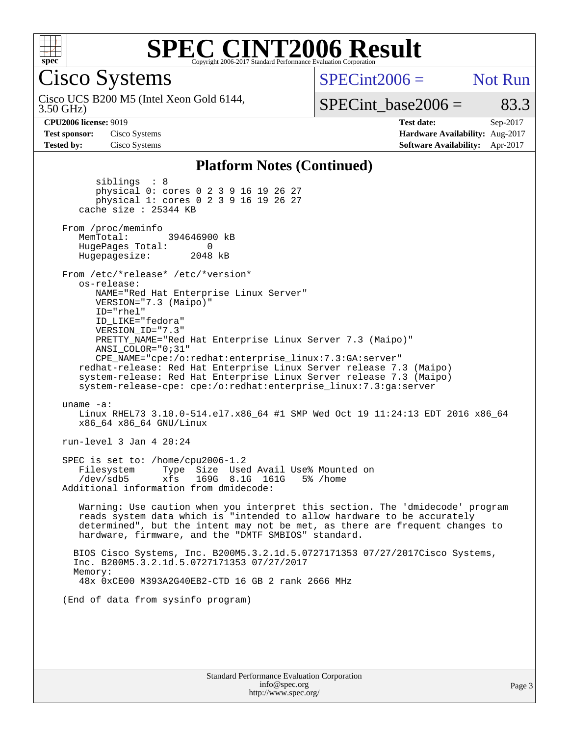## Platform Notes (Continued)

```
        siblings  : 8
        physical 0: cores 0 2 3 9 16 19 26 27
        physical 1: cores 0 2 3 9 16 19 26 27
     cache size : 25344 KB

  From /proc/meminfo
     MemTotal:       394646900 kB
     HugePages_Total:       0
     Hugepagesize:       2048 kB

  From /etc/*release* /etc/*version*
     os-release:
        NAME="Red Hat Enterprise Linux Server"
        VERSION="7.3 (Maipo)"
        ID="rhel"
        ID_LIKE="fedora"
        VERSION_ID="7.3"
        PRETTY_NAME="Red Hat Enterprise Linux Server 7.3 (Maipo)"
        ANSI_COLOR="0;31"
        CPE_NAME="cpe:/o:redhat:enterprise_linux:7.3:GA:server"
     redhat-release: Red Hat Enterprise Linux Server release 7.3 (Maipo)
     system-release: Red Hat Enterprise Linux Server release 7.3 (Maipo)
     system-release-cpe: cpe:/o:redhat:enterprise_linux:7.3:ga:server

  uname -a:
     Linux RHEL73 3.10.0-514.el7.x86_64 #1 SMP Wed Oct 19 11:24:13 EDT 2016 x86_64
     x86_64 x86_64 GNU/Linux

  run-level 3 Jan 4 20:24

  SPEC is set to: /home/cpu2006-1.2
     Filesystem     Type  Size  Used Avail Use% Mounted on
     /dev/sdb5      xfs   169G  8.1G  161G   5% /home
  Additional information from dmidecode:

     Warning: Use caution when you interpret this section. The 'dmidecode' program
     reads system data which is "intended to allow hardware to be accurately
     determined", but the intent may not be met, as there are frequent changes to
     hardware, firmware, and the "DMTF SMBIOS" standard.

    BIOS Cisco Systems, Inc. B200M5.3.2.1d.5.0727171353 07/27/2017Cisco Systems,
    Inc. B200M5.3.2.1d.5.0727171353 07/27/2017
    Memory:
     48x 0xCE00 M393A2G40EB2-CTD 16 GB 2 rank 2666 MHz

  (End of data from sysinfo program)
```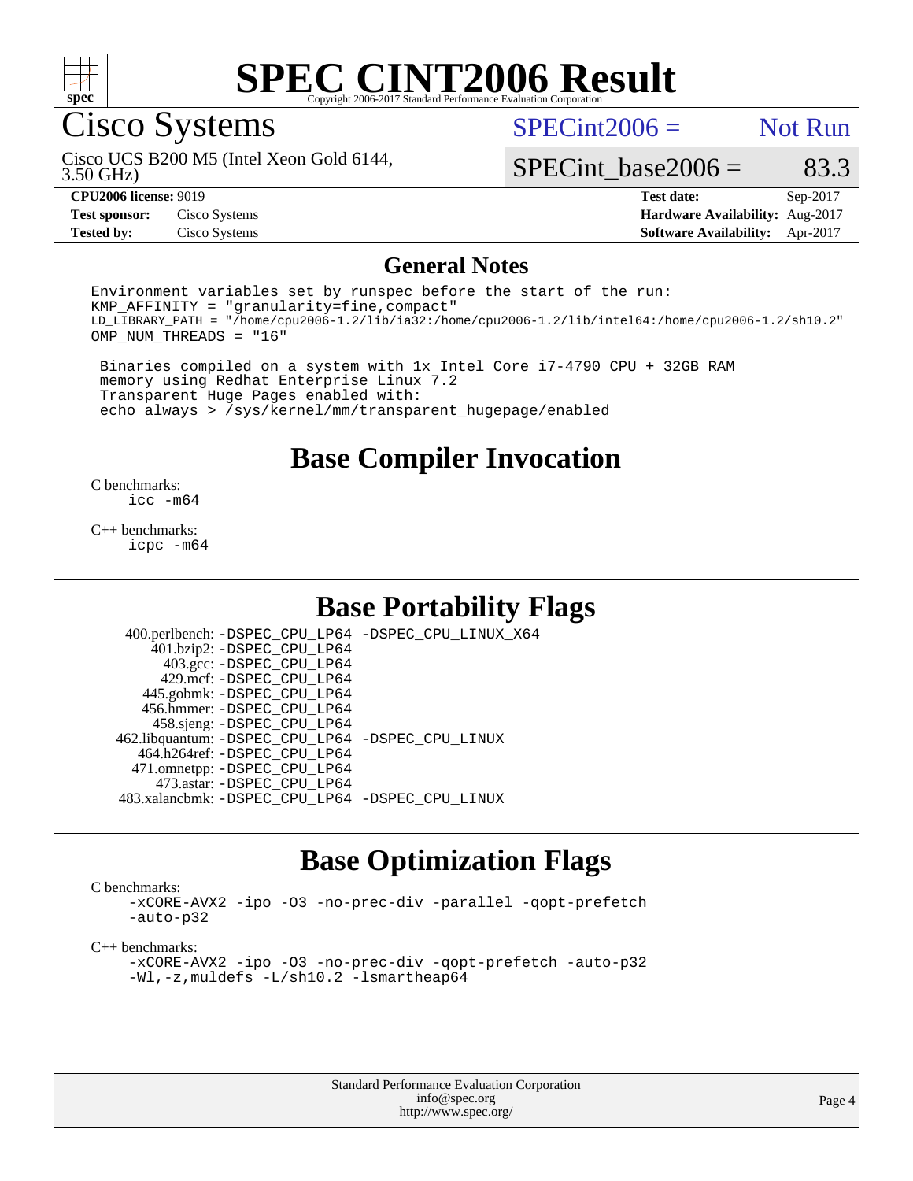# SPEC CINT2006 Result

Copyright 2006-2017 Standard Performance Evaluation Corporation

## Cisco Systems

Cisco UCS B200 M5 (Intel Xeon Gold 6144, 3.50 GHz)

SPECint2006 = Not Run

SPECint_base2006 = 83.3

| | | | |
|---|---|---|---|
| **CPU2006 license:** 9019 | | **Test date:** | Sep-2017 |
| **Test sponsor:** | Cisco Systems | **Hardware Availability:** | Aug-2017 |
| **Tested by:** | Cisco Systems | **Software Availability:** | Apr-2017 |

## General Notes

```
Environment variables set by runspec before the start of the run:
KMP_AFFINITY = "granularity=fine,compact"
LD_LIBRARY_PATH = "/home/cpu2006-1.2/lib/ia32:/home/cpu2006-1.2/lib/intel64:/home/cpu2006-1.2/sh10.2"
OMP_NUM_THREADS = "16"

 Binaries compiled on a system with 1x Intel Core i7-4790 CPU + 32GB RAM
 memory using Redhat Enterprise Linux 7.2
 Transparent Huge Pages enabled with:
 echo always > /sys/kernel/mm/transparent_hugepage/enabled
```

## Base Compiler Invocation

C benchmarks:
```
icc -m64
```

C++ benchmarks:
```
icpc -m64
```

## Base Portability Flags

400.perlbench: -DSPEC_CPU_LP64 -DSPEC_CPU_LINUX_X64
401.bzip2: -DSPEC_CPU_LP64
403.gcc: -DSPEC_CPU_LP64
429.mcf: -DSPEC_CPU_LP64
445.gobmk: -DSPEC_CPU_LP64
456.hmmer: -DSPEC_CPU_LP64
458.sjeng: -DSPEC_CPU_LP64
462.libquantum: -DSPEC_CPU_LP64 -DSPEC_CPU_LINUX
464.h264ref: -DSPEC_CPU_LP64
471.omnetpp: -DSPEC_CPU_LP64
473.astar: -DSPEC_CPU_LP64
483.xalancbmk: -DSPEC_CPU_LP64 -DSPEC_CPU_LINUX

## Base Optimization Flags

C benchmarks:
```
-xCORE-AVX2 -ipo -O3 -no-prec-div -parallel -qopt-prefetch
-auto-p32
```

C++ benchmarks:
```
-xCORE-AVX2 -ipo -O3 -no-prec-div -qopt-prefetch -auto-p32
-Wl,-z,muldefs -L/sh10.2 -lsmartheap64
```

Standard Performance Evaluation Corporation
info@spec.org
http://www.spec.org/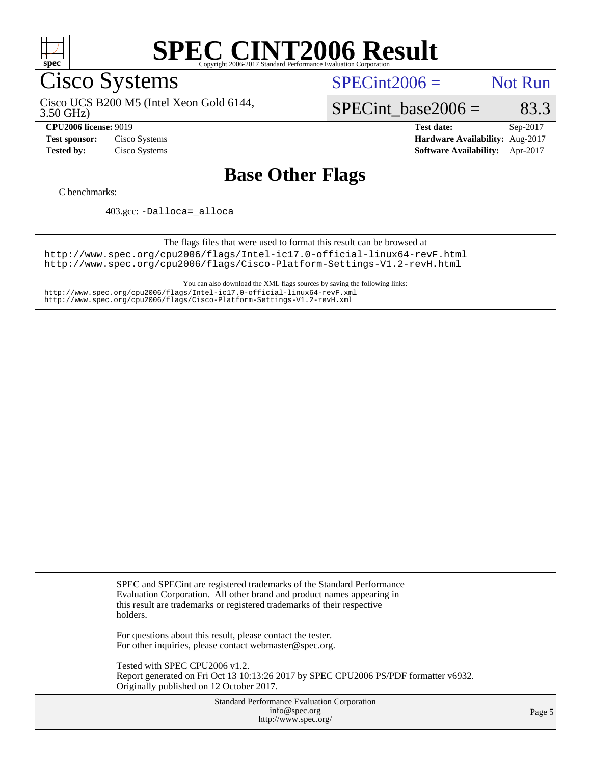# SPEC CINT2006 Result

Copyright 2006-2017 Standard Performance Evaluation Corporation

## Cisco Systems

Cisco UCS B200 M5 (Intel Xeon Gold 6144, 3.50 GHz)

SPECint2006 = Not Run

SPECint_base2006 = 83.3

**CPU2006 license:** 9019
**Test sponsor:** Cisco Systems
**Tested by:** Cisco Systems

**Test date:** Sep-2017
**Hardware Availability:** Aug-2017
**Software Availability:** Apr-2017

## Base Other Flags

C benchmarks:

403.gcc: -Dalloca=_alloca

The flags files that were used to format this result can be browsed at
http://www.spec.org/cpu2006/flags/Intel-ic17.0-official-linux64-revF.html
http://www.spec.org/cpu2006/flags/Cisco-Platform-Settings-V1.2-revH.html

You can also download the XML flags sources by saving the following links:
http://www.spec.org/cpu2006/flags/Intel-ic17.0-official-linux64-revF.xml
http://www.spec.org/cpu2006/flags/Cisco-Platform-Settings-V1.2-revH.xml

SPEC and SPECint are registered trademarks of the Standard Performance Evaluation Corporation. All other brand and product names appearing in this result are trademarks or registered trademarks of their respective holders.

For questions about this result, please contact the tester.
For other inquiries, please contact webmaster@spec.org.

Tested with SPEC CPU2006 v1.2.
Report generated on Fri Oct 13 10:13:26 2017 by SPEC CPU2006 PS/PDF formatter v6932.
Originally published on 12 October 2017.

Standard Performance Evaluation Corporation
info@spec.org
http://www.spec.org/